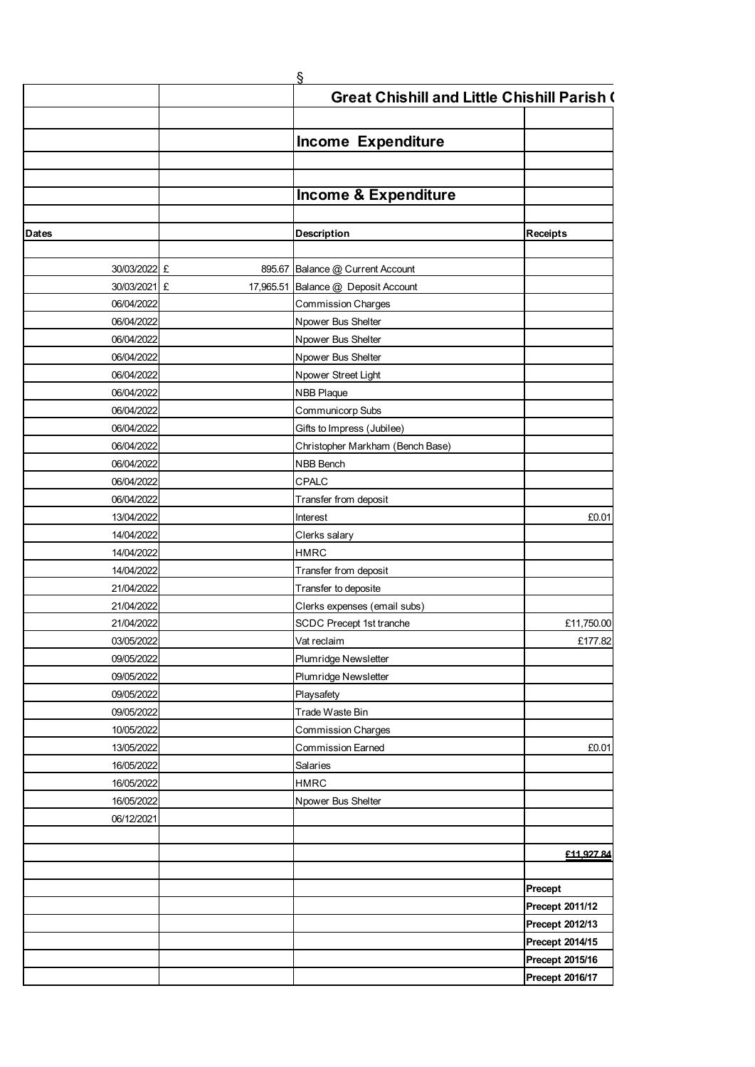§

| | | **Great Chishill and Little Chishill Parish (** | |
|---|---|---|---|
| | | | |
| | | **Income Expenditure** | |
| | | | |
| | | | |
| | | **Income & Expenditure** | |
| | | | |
| **Dates** | | **Description** | **Receipts** |
| | | | |
| 30/03/2022 | £ 895.67 | Balance @ Current Account | |
| 30/03/2021 | £ 17,965.51 | Balance @ Deposit Account | |
| 06/04/2022 | | Commission Charges | |
| 06/04/2022 | | Npower Bus Shelter | |
| 06/04/2022 | | Npower Bus Shelter | |
| 06/04/2022 | | Npower Bus Shelter | |
| 06/04/2022 | | Npower Street Light | |
| 06/04/2022 | | NBB Plaque | |
| 06/04/2022 | | Communicorp Subs | |
| 06/04/2022 | | Gifts to Impress (Jubilee) | |
| 06/04/2022 | | Christopher Markham (Bench Base) | |
| 06/04/2022 | | NBB Bench | |
| 06/04/2022 | | CPALC | |
| 06/04/2022 | | Transfer from deposit | |
| 13/04/2022 | | Interest | £0.01 |
| 14/04/2022 | | Clerks salary | |
| 14/04/2022 | | HMRC | |
| 14/04/2022 | | Transfer from deposit | |
| 21/04/2022 | | Transfer to deposite | |
| 21/04/2022 | | Clerks expenses (email subs) | |
| 21/04/2022 | | SCDC Precept 1st tranche | £11,750.00 |
| 03/05/2022 | | Vat reclaim | £177.82 |
| 09/05/2022 | | Plumridge Newsletter | |
| 09/05/2022 | | Plumridge Newsletter | |
| 09/05/2022 | | Playsafety | |
| 09/05/2022 | | Trade Waste Bin | |
| 10/05/2022 | | Commission Charges | |
| 13/05/2022 | | Commission Earned | £0.01 |
| 16/05/2022 | | Salaries | |
| 16/05/2022 | | HMRC | |
| 16/05/2022 | | Npower Bus Shelter | |
| 06/12/2021 | | | |
| | | | |
| | | | **£11,927.84** |
| | | | |
| | | | **Precept** |
| | | | **Precept 2011/12** |
| | | | **Precept 2012/13** |
| | | | **Precept 2014/15** |
| | | | **Precept 2015/16** |
| | | | **Precept 2016/17** |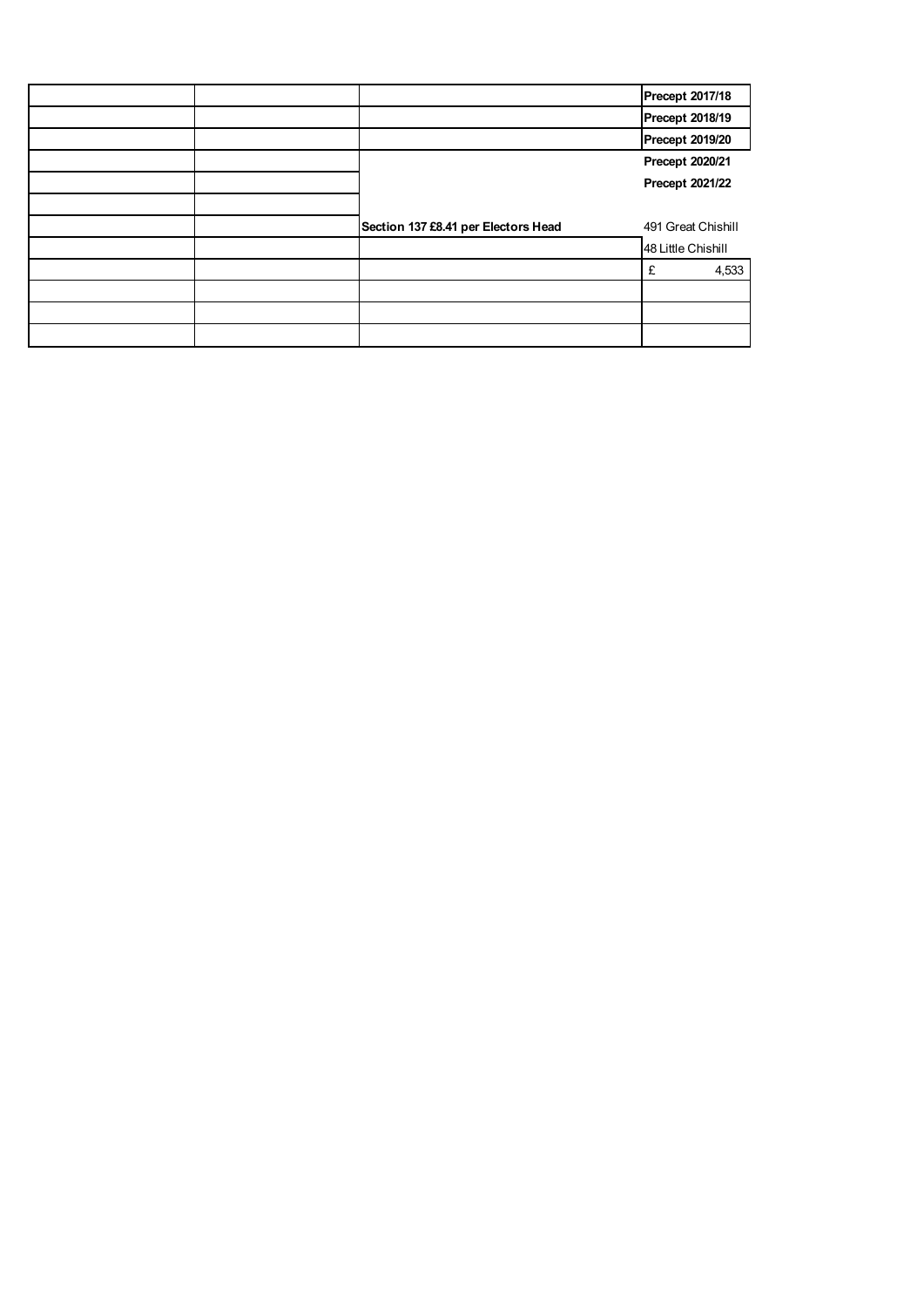| | | | |
|---|---|---|---|
| | | | **Precept 2017/18** |
| | | | **Precept 2018/19** |
| | | | **Precept 2019/20** |
| | | | **Precept 2020/21** |
| | | | **Precept 2021/22** |
| | | | |
| | | **Section 137 £8.41 per Electors Head** | 491 Great Chishill |
| | | | 48 Little Chishill |
| | | | £ 4,533 |
| | | | |
| | | | |
| | | | |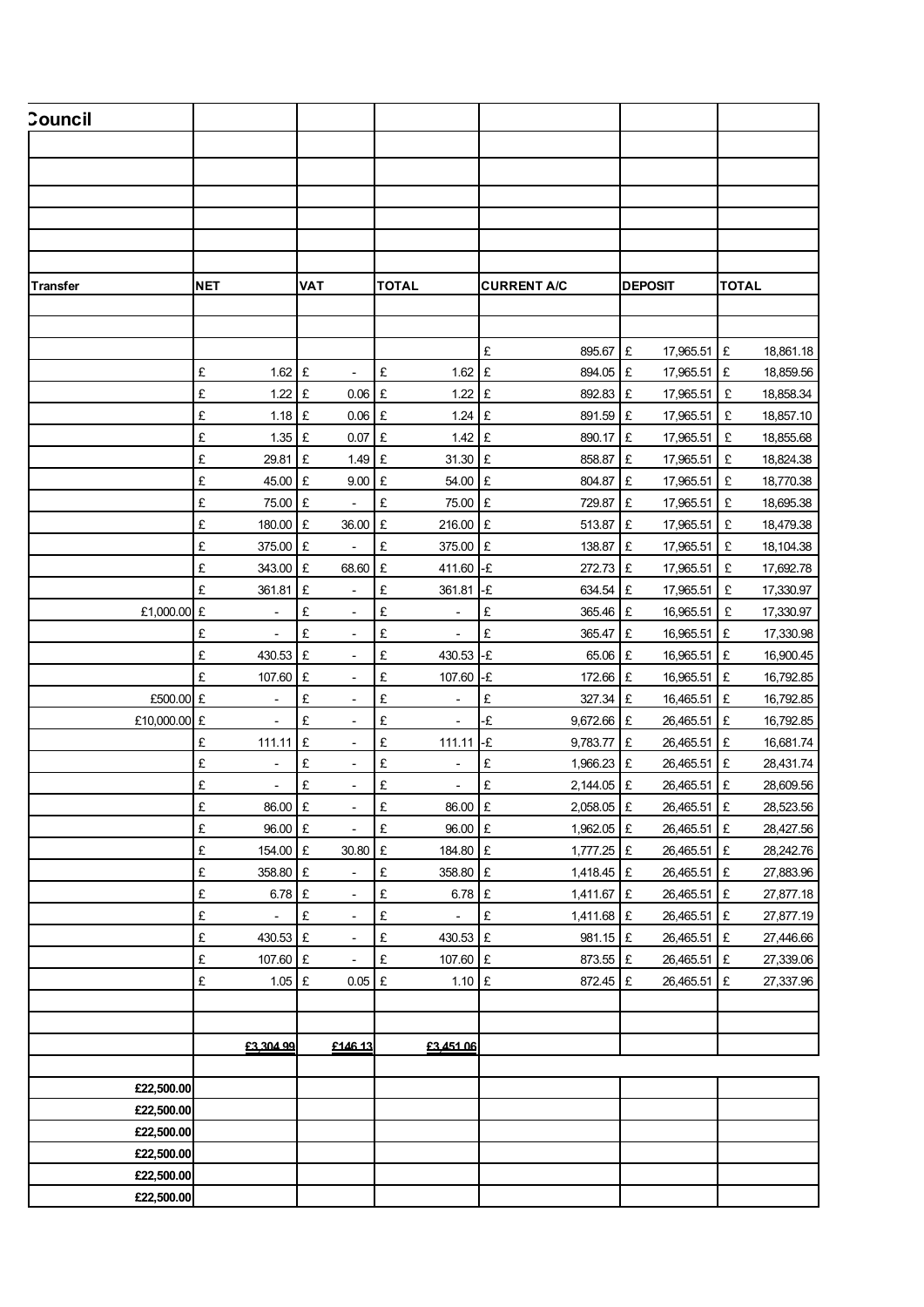| Council | | | | | | |
|---|---|---|---|---|---|---|
| | | | | | | |
| | | | | | | |
| | | | | | | |
| | | | | | | |
| | | | | | | |
| | | | | | | |
| **Transfer** | **NET** | **VAT** | **TOTAL** | **CURRENT A/C** | **DEPOSIT** | **TOTAL** |
| | | | | | | |
| | | | | | | |
| | | | | £ 895.67 | £ 17,965.51 | £ 18,861.18 |
| | £ 1.62 | £ - | £ 1.62 | £ 894.05 | £ 17,965.51 | £ 18,859.56 |
| | £ 1.22 | £ 0.06 | £ 1.22 | £ 892.83 | £ 17,965.51 | £ 18,858.34 |
| | £ 1.18 | £ 0.06 | £ 1.24 | £ 891.59 | £ 17,965.51 | £ 18,857.10 |
| | £ 1.35 | £ 0.07 | £ 1.42 | £ 890.17 | £ 17,965.51 | £ 18,855.68 |
| | £ 29.81 | £ 1.49 | £ 31.30 | £ 858.87 | £ 17,965.51 | £ 18,824.38 |
| | £ 45.00 | £ 9.00 | £ 54.00 | £ 804.87 | £ 17,965.51 | £ 18,770.38 |
| | £ 75.00 | £ - | £ 75.00 | £ 729.87 | £ 17,965.51 | £ 18,695.38 |
| | £ 180.00 | £ 36.00 | £ 216.00 | £ 513.87 | £ 17,965.51 | £ 18,479.38 |
| | £ 375.00 | £ - | £ 375.00 | £ 138.87 | £ 17,965.51 | £ 18,104.38 |
| | £ 343.00 | £ 68.60 | £ 411.60 | -£ 272.73 | £ 17,965.51 | £ 17,692.78 |
| | £ 361.81 | £ - | £ 361.81 | -£ 634.54 | £ 17,965.51 | £ 17,330.97 |
| £1,000.00 | £ - | £ - | £ - | £ 365.46 | £ 16,965.51 | £ 17,330.97 |
| | £ - | £ - | £ - | £ 365.47 | £ 16,965.51 | £ 17,330.98 |
| | £ 430.53 | £ - | £ 430.53 | -£ 65.06 | £ 16,965.51 | £ 16,900.45 |
| | £ 107.60 | £ - | £ 107.60 | -£ 172.66 | £ 16,965.51 | £ 16,792.85 |
| £500.00 | £ - | £ - | £ - | £ 327.34 | £ 16,465.51 | £ 16,792.85 |
| £10,000.00 | £ - | £ - | £ - | -£ 9,672.66 | £ 26,465.51 | £ 16,792.85 |
| | £ 111.11 | £ - | £ 111.11 | -£ 9,783.77 | £ 26,465.51 | £ 16,681.74 |
| | £ - | £ - | £ - | £ 1,966.23 | £ 26,465.51 | £ 28,431.74 |
| | £ - | £ - | £ - | £ 2,144.05 | £ 26,465.51 | £ 28,609.56 |
| | £ 86.00 | £ - | £ 86.00 | £ 2,058.05 | £ 26,465.51 | £ 28,523.56 |
| | £ 96.00 | £ - | £ 96.00 | £ 1,962.05 | £ 26,465.51 | £ 28,427.56 |
| | £ 154.00 | £ 30.80 | £ 184.80 | £ 1,777.25 | £ 26,465.51 | £ 28,242.76 |
| | £ 358.80 | £ - | £ 358.80 | £ 1,418.45 | £ 26,465.51 | £ 27,883.96 |
| | £ 6.78 | £ - | £ 6.78 | £ 1,411.67 | £ 26,465.51 | £ 27,877.18 |
| | £ - | £ - | £ - | £ 1,411.68 | £ 26,465.51 | £ 27,877.19 |
| | £ 430.53 | £ - | £ 430.53 | £ 981.15 | £ 26,465.51 | £ 27,446.66 |
| | £ 107.60 | £ - | £ 107.60 | £ 873.55 | £ 26,465.51 | £ 27,339.06 |
| | £ 1.05 | £ 0.05 | £ 1.10 | £ 872.45 | £ 26,465.51 | £ 27,337.96 |
| | | | | | | |
| | | | | | | |
| | **£3,304.99** | **£146.13** | **£3,451.06** | | | |
| | | | | | | |
| **£22,500.00** | | | | | | |
| **£22,500.00** | | | | | | |
| **£22,500.00** | | | | | | |
| **£22,500.00** | | | | | | |
| **£22,500.00** | | | | | | |
| **£22,500.00** | | | | | | |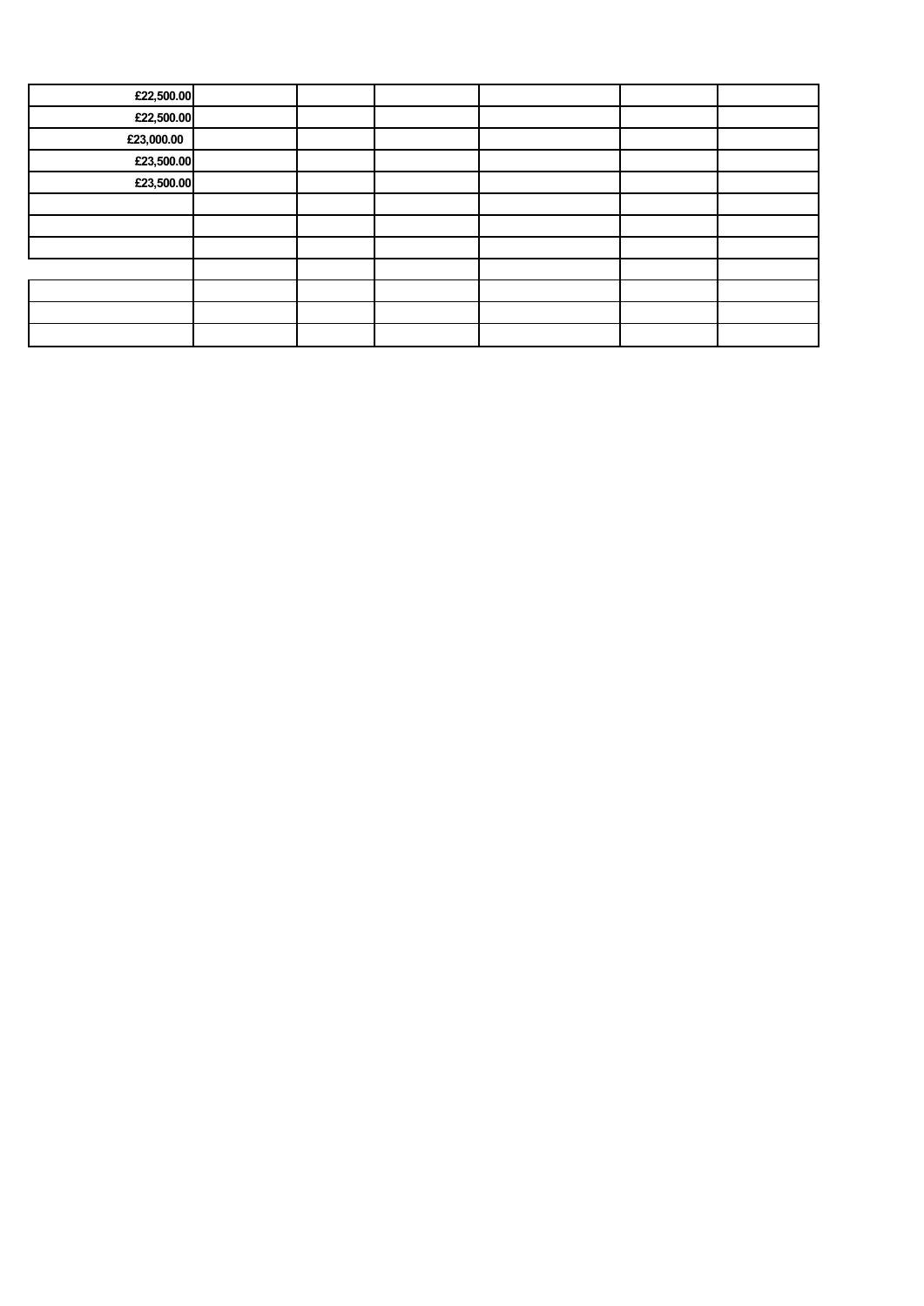| | | | | | | |
|---|---|---|---|---|---|---|
| **£22,500.00** | | | | | | |
| **£22,500.00** | | | | | | |
| **£23,000.00** | | | | | | |
| **£23,500.00** | | | | | | |
| **£23,500.00** | | | | | | |
| | | | | | | |
| | | | | | | |
| | | | | | | |
| | | | | | | |
| | | | | | | |
| | | | | | | |
| | | | | | | |